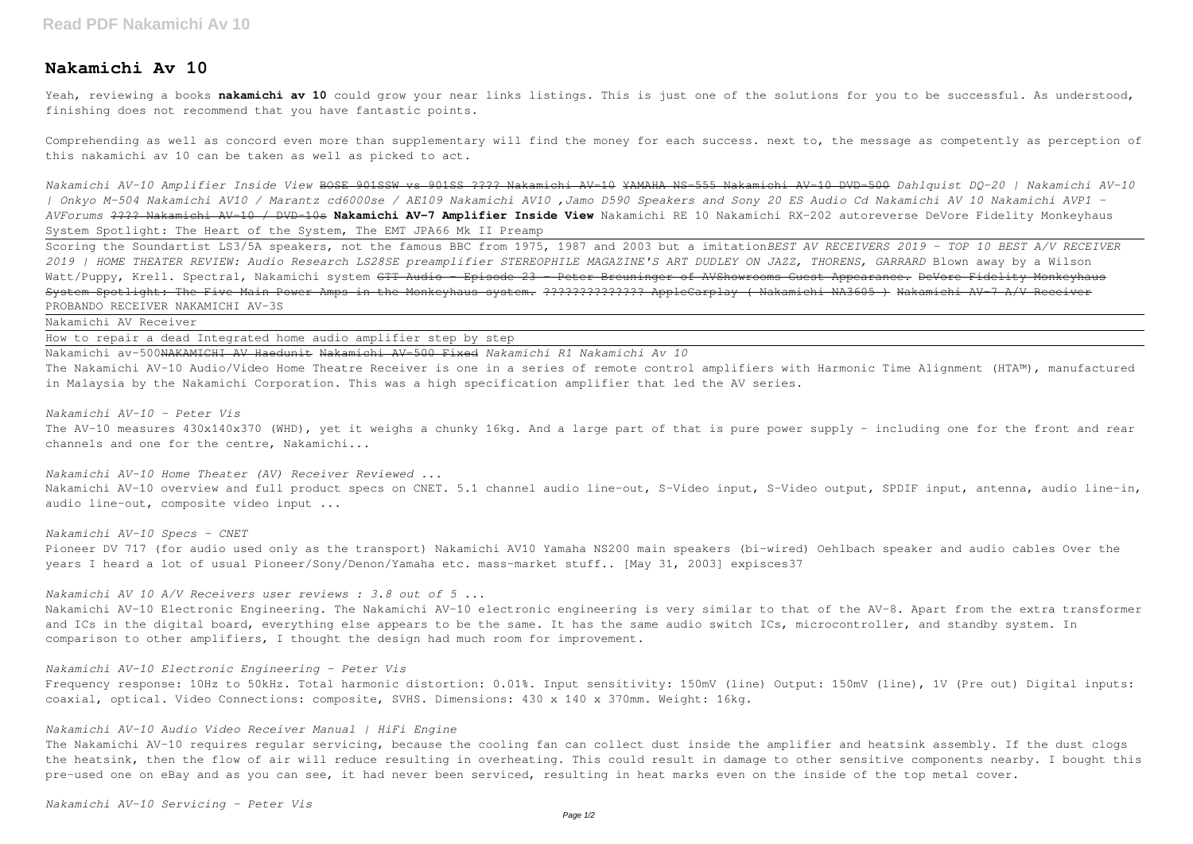# Nakamichi Av 10

Yeah, reviewing a books **nakamichi av 10** could grow your near links listings. This is just one of the solutions for you to be successful. As understood, finishing does not recommend that you have fantastic points.

Comprehending as well as concord even more than supplementary will find the money for each success. next to, the message as competently as perception of this nakamichi av 10 can be taken as well as picked to act.

*Nakamichi AV-10 Amplifier Inside View* ~~BOSE 901SSW vs 901SS ???? Nakamichi AV-10~~ ~~YAMAHA NS-555 Nakamichi AV-10 DVD-500~~ *Dahlquist DQ-20 | Nakamichi AV-10 | Onkyo M-504 Nakamichi AV10 / Marantz cd6000se / AE109 Nakamichi AV10 ,Jamo D590 Speakers and Sony 20 ES Audio Cd Nakamichi AV 10 Nakamichi AVP1 - AVForums* ~~???? Nakamichi AV-10 / DVD-10s~~ **Nakamichi AV-7 Amplifier Inside View** Nakamichi RE 10 Nakamichi RX-202 autoreverse DeVore Fidelity Monkeyhaus System Spotlight: The Heart of the System, The EMT JPA66 Mk II Preamp

Scoring the Soundartist LS3/5A speakers, not the famous BBC from 1975, 1987 and 2003 but a imitation*BEST AV RECEIVERS 2019 - TOP 10 BEST A/V RECEIVER 2019 | HOME THEATER REVIEW: Audio Research LS28SE preamplifier STEREOPHILE MAGAZINE'S ART DUDLEY ON JAZZ, THORENS, GARRARD* Blown away by a Wilson Watt/Puppy, Krell. Spectral, Nakamichi system ~~GTT Audio - Episode 23 - Peter Breuninger of AVShowrooms Guest Appearance.~~ ~~DeVore Fidelity Monkeyhaus System Spotlight: The Five Main Power Amps in the Monkeyhaus system.~~ ~~?????????????? AppleCarplay ( Nakamichi NA3605 )~~ ~~Nakamichi AV-7 A/V Receiver~~ PROBANDO RECEIVER NAKAMICHI AV-3S

Nakamichi AV Receiver

How to repair a dead Integrated home audio amplifier step by step

Nakamichi av-500~~NAKAMICHI AV Haedunit~~ ~~Nakamichi AV-500 Fixed~~ *Nakamichi R1 Nakamichi Av 10*

The Nakamichi AV-10 Audio/Video Home Theatre Receiver is one in a series of remote control amplifiers with Harmonic Time Alignment (HTA™), manufactured in Malaysia by the Nakamichi Corporation. This was a high specification amplifier that led the AV series.

*Nakamichi AV-10 - Peter Vis*

The AV-10 measures 430x140x370 (WHD), yet it weighs a chunky 16kg. And a large part of that is pure power supply - including one for the front and rear channels and one for the centre, Nakamichi...

*Nakamichi AV-10 Home Theater (AV) Receiver Reviewed ...*

Nakamichi AV-10 overview and full product specs on CNET. 5.1 channel audio line-out, S-Video input, S-Video output, SPDIF input, antenna, audio line-in, audio line-out, composite video input ...

*Nakamichi AV-10 Specs - CNET*

Pioneer DV 717 (for audio used only as the transport) Nakamichi AV10 Yamaha NS200 main speakers (bi-wired) Oehlbach speaker and audio cables Over the years I heard a lot of usual Pioneer/Sony/Denon/Yamaha etc. mass-market stuff.. [May 31, 2003] expisces37

*Nakamichi AV 10 A/V Receivers user reviews : 3.8 out of 5 ...*

Nakamichi AV-10 Electronic Engineering. The Nakamichi AV-10 electronic engineering is very similar to that of the AV-8. Apart from the extra transformer and ICs in the digital board, everything else appears to be the same. It has the same audio switch ICs, microcontroller, and standby system. In comparison to other amplifiers, I thought the design had much room for improvement.

*Nakamichi AV-10 Electronic Engineering - Peter Vis*

Frequency response: 10Hz to 50kHz. Total harmonic distortion: 0.01%. Input sensitivity: 150mV (line) Output: 150mV (line), 1V (Pre out) Digital inputs: coaxial, optical. Video Connections: composite, SVHS. Dimensions: 430 x 140 x 370mm. Weight: 16kg.

*Nakamichi AV-10 Audio Video Receiver Manual | HiFi Engine*

The Nakamichi AV-10 requires regular servicing, because the cooling fan can collect dust inside the amplifier and heatsink assembly. If the dust clogs the heatsink, then the flow of air will reduce resulting in overheating. This could result in damage to other sensitive components nearby. I bought this pre-used one on eBay and as you can see, it had never been serviced, resulting in heat marks even on the inside of the top metal cover.

*Nakamichi AV-10 Servicing - Peter Vis*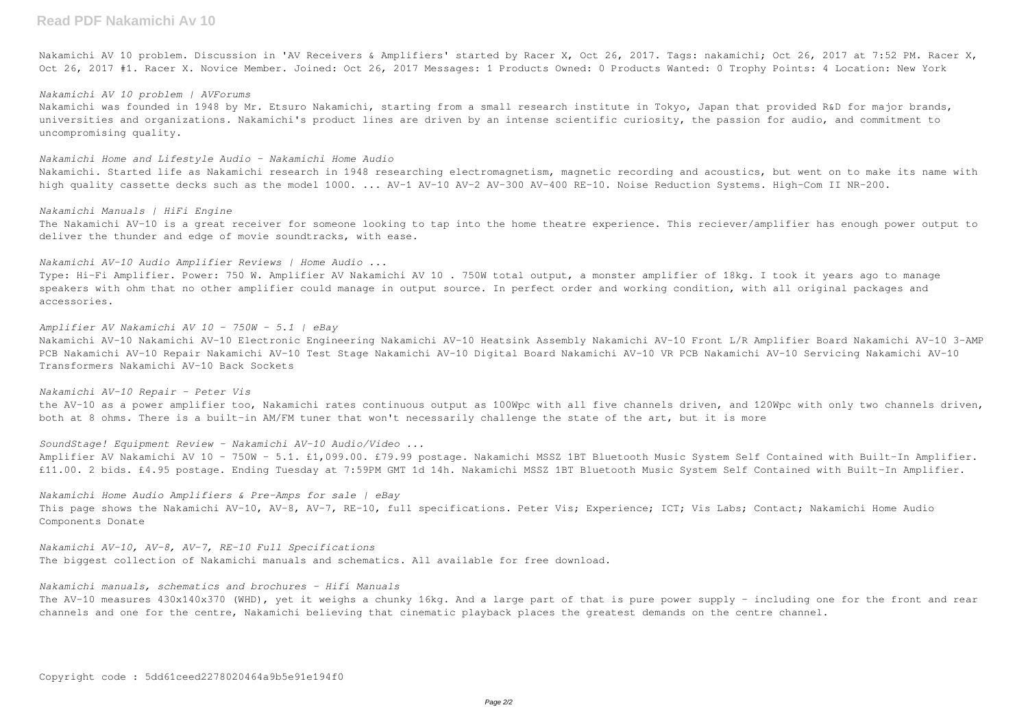Nakamichi AV 10 problem. Discussion in 'AV Receivers & Amplifiers' started by Racer X, Oct 26, 2017. Tags: nakamichi; Oct 26, 2017 at 7:52 PM. Racer X, Oct 26, 2017 #1. Racer X. Novice Member. Joined: Oct 26, 2017 Messages: 1 Products Owned: 0 Products Wanted: 0 Trophy Points: 4 Location: New York

*Nakamichi AV 10 problem | AVForums*

Nakamichi was founded in 1948 by Mr. Etsuro Nakamichi, starting from a small research institute in Tokyo, Japan that provided R&D for major brands, universities and organizations. Nakamichi's product lines are driven by an intense scientific curiosity, the passion for audio, and commitment to uncompromising quality.

*Nakamichi Home and Lifestyle Audio - Nakamichi Home Audio*

Nakamichi. Started life as Nakamichi research in 1948 researching electromagnetism, magnetic recording and acoustics, but went on to make its name with high quality cassette decks such as the model 1000. ... AV-1 AV-10 AV-2 AV-300 AV-400 RE-10. Noise Reduction Systems. High-Com II NR-200.

*Nakamichi Manuals | HiFi Engine*

The Nakamichi AV-10 is a great receiver for someone looking to tap into the home theatre experience. This reciever/amplifier has enough power output to deliver the thunder and edge of movie soundtracks, with ease.

*Nakamichi AV-10 Audio Amplifier Reviews | Home Audio ...*

Type: Hi-Fi Amplifier. Power: 750 W. Amplifier AV Nakamichi AV 10 . 750W total output, a monster amplifier of 18kg. I took it years ago to manage speakers with ohm that no other amplifier could manage in output source. In perfect order and working condition, with all original packages and accessories.

*Amplifier AV Nakamichi AV 10 - 750W - 5.1 | eBay*

Nakamichi AV-10 Nakamichi AV-10 Electronic Engineering Nakamichi AV-10 Heatsink Assembly Nakamichi AV-10 Front L/R Amplifier Board Nakamichi AV-10 3-AMP PCB Nakamichi AV-10 Repair Nakamichi AV-10 Test Stage Nakamichi AV-10 Digital Board Nakamichi AV-10 VR PCB Nakamichi AV-10 Servicing Nakamichi AV-10 Transformers Nakamichi AV-10 Back Sockets

*Nakamichi AV-10 Repair - Peter Vis*

the AV-10 as a power amplifier too, Nakamichi rates continuous output as 100Wpc with all five channels driven, and 120Wpc with only two channels driven, both at 8 ohms. There is a built-in AM/FM tuner that won't necessarily challenge the state of the art, but it is more

*SoundStage! Equipment Review - Nakamichi AV-10 Audio/Video ...*

Amplifier AV Nakamichi AV 10 - 750W - 5.1. £1,099.00. £79.99 postage. Nakamichi MSSZ 1BT Bluetooth Music System Self Contained with Built-In Amplifier. £11.00. 2 bids. £4.95 postage. Ending Tuesday at 7:59PM GMT 1d 14h. Nakamichi MSSZ 1BT Bluetooth Music System Self Contained with Built-In Amplifier.

*Nakamichi Home Audio Amplifiers & Pre-Amps for sale | eBay*

This page shows the Nakamichi AV-10, AV-8, AV-7, RE-10, full specifications. Peter Vis; Experience; ICT; Vis Labs; Contact; Nakamichi Home Audio Components Donate

*Nakamichi AV-10, AV-8, AV-7, RE-10 Full Specifications*

The biggest collection of Nakamichi manuals and schematics. All available for free download.

*Nakamichi manuals, schematics and brochures - Hifi Manuals*

The AV-10 measures 430x140x370 (WHD), yet it weighs a chunky 16kg. And a large part of that is pure power supply - including one for the front and rear channels and one for the centre, Nakamichi believing that cinematic playback places the greatest demands on the centre channel.

Copyright code : 5dd61ceed2278020464a9b5e91e194f0